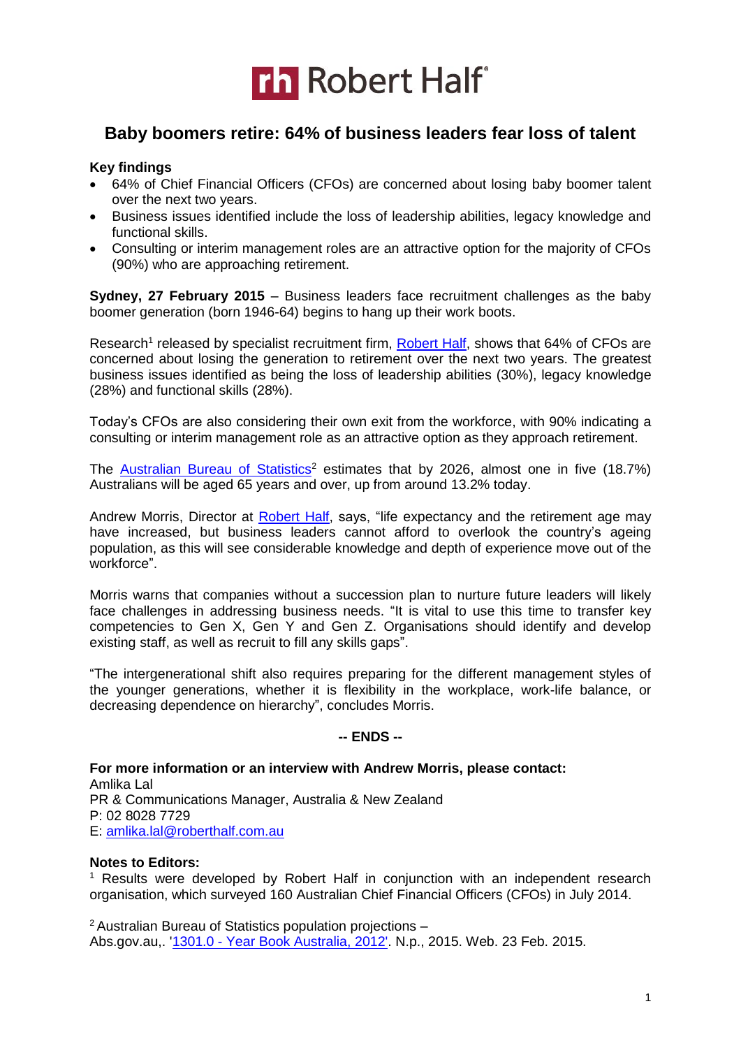Robert Half

# Baby boomers retire: 64% of business leaders fear loss of talent

**Key findings**

- 64% of Chief Financial Officers (CFOs) are concerned about losing baby boomer talent over the next two years.
- Business issues identified include the loss of leadership abilities, legacy knowledge and functional skills.
- Consulting or interim management roles are an attractive option for the majority of CFOs (90%) who are approaching retirement.

**Sydney, 27 February 2015** – Business leaders face recruitment challenges as the baby boomer generation (born 1946-64) begins to hang up their work boots.

Research[1] released by specialist recruitment firm, Robert Half, shows that 64% of CFOs are concerned about losing the generation to retirement over the next two years. The greatest business issues identified as being the loss of leadership abilities (30%), legacy knowledge (28%) and functional skills (28%).

Today's CFOs are also considering their own exit from the workforce, with 90% indicating a consulting or interim management role as an attractive option as they approach retirement.

The Australian Bureau of Statistics[2] estimates that by 2026, almost one in five (18.7%) Australians will be aged 65 years and over, up from around 13.2% today.

Andrew Morris, Director at Robert Half, says, "life expectancy and the retirement age may have increased, but business leaders cannot afford to overlook the country's ageing population, as this will see considerable knowledge and depth of experience move out of the workforce".

Morris warns that companies without a succession plan to nurture future leaders will likely face challenges in addressing business needs. "It is vital to use this time to transfer key competencies to Gen X, Gen Y and Gen Z. Organisations should identify and develop existing staff, as well as recruit to fill any skills gaps".

"The intergenerational shift also requires preparing for the different management styles of the younger generations, whether it is flexibility in the workplace, work-life balance, or decreasing dependence on hierarchy", concludes Morris.

**-- ENDS --**

**For more information or an interview with Andrew Morris, please contact:**
Amlika Lal
PR & Communications Manager, Australia & New Zealand
P: 02 8028 7729
E: amlika.lal@roberthalf.com.au

**Notes to Editors:**

[1] Results were developed by Robert Half in conjunction with an independent research organisation, which surveyed 160 Australian Chief Financial Officers (CFOs) in July 2014.

[2] Australian Bureau of Statistics population projections – Abs.gov.au,. '1301.0 - Year Book Australia, 2012'. N.p., 2015. Web. 23 Feb. 2015.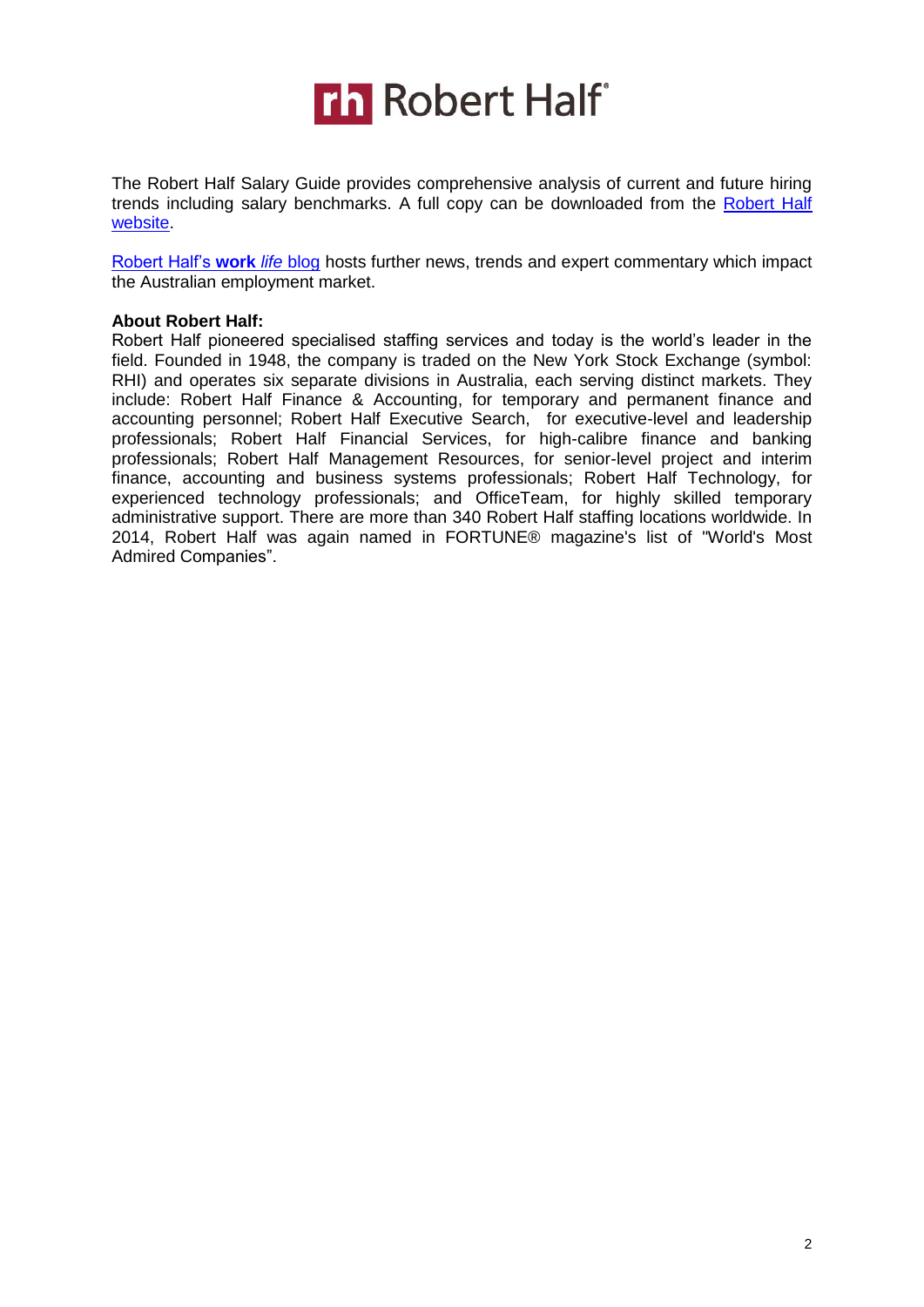The Robert Half Salary Guide provides comprehensive analysis of current and future hiring trends including salary benchmarks. A full copy can be downloaded from the Robert Half website.

Robert Half's **work** *life* blog hosts further news, trends and expert commentary which impact the Australian employment market.

**About Robert Half:**
Robert Half pioneered specialised staffing services and today is the world's leader in the field. Founded in 1948, the company is traded on the New York Stock Exchange (symbol: RHI) and operates six separate divisions in Australia, each serving distinct markets. They include: Robert Half Finance & Accounting, for temporary and permanent finance and accounting personnel; Robert Half Executive Search, for executive-level and leadership professionals; Robert Half Financial Services, for high-calibre finance and banking professionals; Robert Half Management Resources, for senior-level project and interim finance, accounting and business systems professionals; Robert Half Technology, for experienced technology professionals; and OfficeTeam, for highly skilled temporary administrative support. There are more than 340 Robert Half staffing locations worldwide. In 2014, Robert Half was again named in FORTUNE® magazine's list of "World's Most Admired Companies".